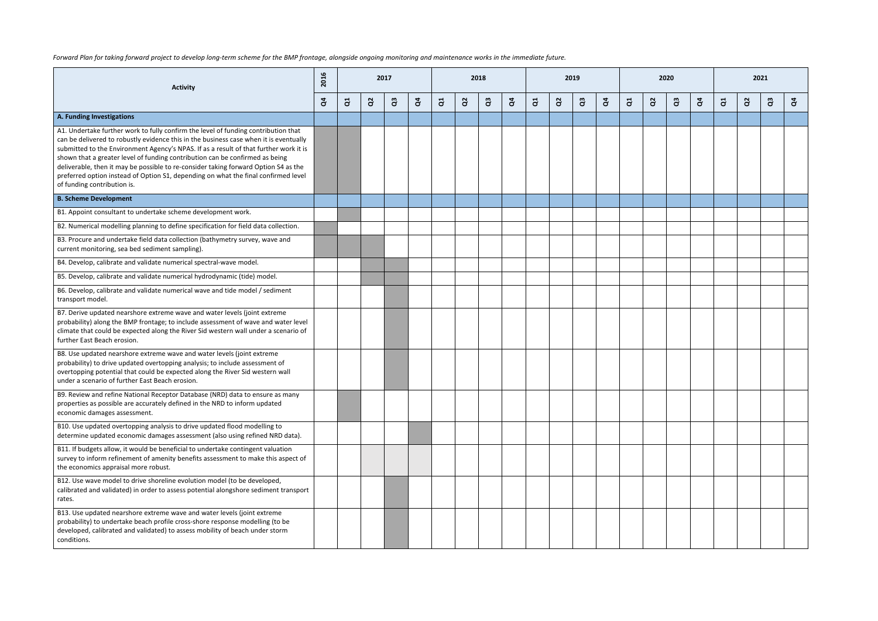*Forward Plan for taking forward project to develop long-term scheme for the BMP frontage, alongside ongoing monitoring and maintenance works in the immediate future.*

| Activity | 2016 | 2017 | | | | 2018 | | | | 2019 | | | | 2020 | | | | 2021 | | | |
|---|---|---|---|---|---|---|---|---|---|---|---|---|---|---|---|---|---|---|---|---|---|
| | Q4 | Q1 | Q2 | Q3 | Q4 | Q1 | Q2 | Q3 | Q4 | Q1 | Q2 | Q3 | Q4 | Q1 | Q2 | Q3 | Q4 | Q1 | Q2 | Q3 | Q4 |
| **A. Funding Investigations** | | | | | | | | | | | | | | | | | | | | | |
| A1. Undertake further work to fully confirm the level of funding contribution that can be delivered to robustly evidence this in the business case when it is eventually submitted to the Environment Agency's NPAS. If as a result of that further work it is shown that a greater level of funding contribution can be confirmed as being deliverable, then it may be possible to re-consider taking forward Option S4 as the preferred option instead of Option S1, depending on what the final confirmed level of funding contribution is. | ■ | ■ | | | | | | | | | | | | | | | | | | | |
| **B. Scheme Development** | | | | | | | | | | | | | | | | | | | | | |
| B1. Appoint consultant to undertake scheme development work. | | ■ | | | | | | | | | | | | | | | | | | | |
| B2. Numerical modelling planning to define specification for field data collection. | ■ | | | | | | | | | | | | | | | | | | | | |
| B3. Procure and undertake field data collection (bathymetry survey, wave and current monitoring, sea bed sediment sampling). | ■ | ■ | ■ | | | | | | | | | | | | | | | | | | |
| B4. Develop, calibrate and validate numerical spectral-wave model. | | | ■ | ■ | | | | | | | | | | | | | | | | | |
| B5. Develop, calibrate and validate numerical hydrodynamic (tide) model. | | | ■ | ■ | | | | | | | | | | | | | | | | | |
| B6. Develop, calibrate and validate numerical wave and tide model / sediment transport model. | | | | ■ | | | | | | | | | | | | | | | | | |
| B7. Derive updated nearshore extreme wave and water levels (joint extreme probability) along the BMP frontage; to include assessment of wave and water level climate that could be expected along the River Sid western wall under a scenario of further East Beach erosion. | | | | ■ | | | | | | | | | | | | | | | | | |
| B8. Use updated nearshore extreme wave and water levels (joint extreme probability) to drive updated overtopping analysis; to include assessment of overtopping potential that could be expected along the River Sid western wall under a scenario of further East Beach erosion. | | | | ■ | | | | | | | | | | | | | | | | | |
| B9. Review and refine National Receptor Database (NRD) data to ensure as many properties as possible are accurately defined in the NRD to inform updated economic damages assessment. | | ■ | | | | | | | | | | | | | | | | | | | |
| B10. Use updated overtopping analysis to drive updated flood modelling to determine updated economic damages assessment (also using refined NRD data). | | | | | ■ | | | | | | | | | | | | | | | | |
| B11. If budgets allow, it would be beneficial to undertake contingent valuation survey to inform refinement of amenity benefits assessment to make this aspect of the economics appraisal more robust. | | | ░ | ░ | ░ | | | | | | | | | | | | | | | | |
| B12. Use wave model to drive shoreline evolution model (to be developed, calibrated and validated) in order to assess potential alongshore sediment transport rates. | | | | ■ | | | | | | | | | | | | | | | | | |
| B13. Use updated nearshore extreme wave and water levels (joint extreme probability) to undertake beach profile cross-shore response modelling (to be developed, calibrated and validated) to assess mobility of beach under storm conditions. | | | | ■ | | | | | | | | | | | | | | | | | |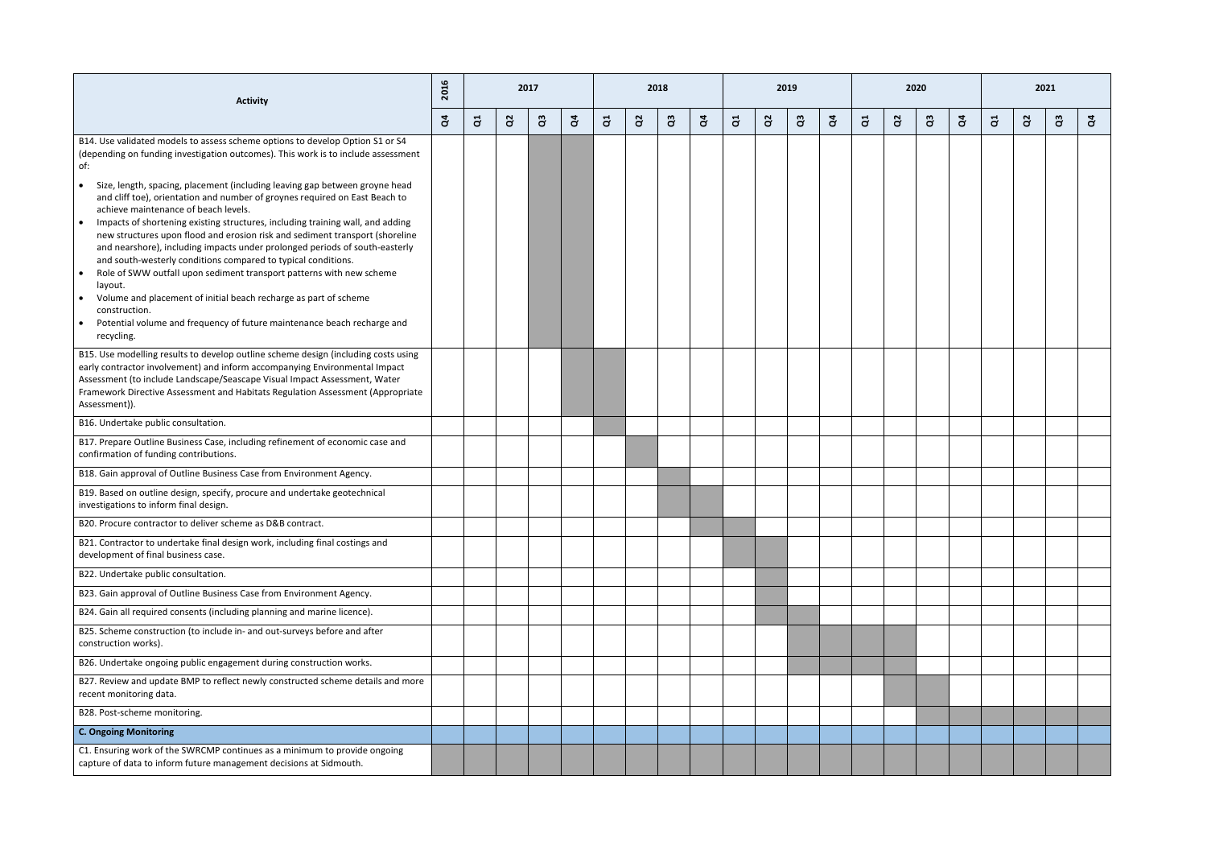| Activity | 2016 | 2017 | | | | 2018 | | | | 2019 | | | | 2020 | | | | 2021 | | | |
|---|---|---|---|---|---|---|---|---|---|---|---|---|---|---|---|---|---|---|---|---|---|
| | Q4 | Q1 | Q2 | Q3 | Q4 | Q1 | Q2 | Q3 | Q4 | Q1 | Q2 | Q3 | Q4 | Q1 | Q2 | Q3 | Q4 | Q1 | Q2 | Q3 | Q4 |
| B14. Use validated models to assess scheme options to develop Option S1 or S4 (depending on funding investigation outcomes). This work is to include assessment of:<br>• Size, length, spacing, placement (including leaving gap between groyne head and cliff toe), orientation and number of groynes required on East Beach to achieve maintenance of beach levels.<br>• Impacts of shortening existing structures, including training wall, and adding new structures upon flood and erosion risk and sediment transport (shoreline and nearshore), including impacts under prolonged periods of south-easterly and south-westerly conditions compared to typical conditions.<br>• Role of SWW outfall upon sediment transport patterns with new scheme layout.<br>• Volume and placement of initial beach recharge as part of scheme construction.<br>• Potential volume and frequency of future maintenance beach recharge and recycling. | | | | ■ | ■ | | | | | | | | | | | | | | | | |
| B15. Use modelling results to develop outline scheme design (including costs using early contractor involvement) and inform accompanying Environmental Impact Assessment (to include Landscape/Seascape Visual Impact Assessment, Water Framework Directive Assessment and Habitats Regulation Assessment (Appropriate Assessment)). | | | | | ■ | ■ | | | | | | | | | | | | | | | |
| B16. Undertake public consultation. | | | | | | ■ | | | | | | | | | | | | | | | |
| B17. Prepare Outline Business Case, including refinement of economic case and confirmation of funding contributions. | | | | | | | ■ | | | | | | | | | | | | | | |
| B18. Gain approval of Outline Business Case from Environment Agency. | | | | | | | | ■ | | | | | | | | | | | | | |
| B19. Based on outline design, specify, procure and undertake geotechnical investigations to inform final design. | | | | | | | | ■ | ■ | | | | | | | | | | | | |
| B20. Procure contractor to deliver scheme as D&B contract. | | | | | | | | | ■ | ■ | | | | | | | | | | | |
| B21. Contractor to undertake final design work, including final costings and development of final business case. | | | | | | | | | | ■ | ■ | | | | | | | | | | |
| B22. Undertake public consultation. | | | | | | | | | | | ■ | | | | | | | | | | |
| B23. Gain approval of Outline Business Case from Environment Agency. | | | | | | | | | | | ■ | | | | | | | | | | |
| B24. Gain all required consents (including planning and marine licence). | | | | | | | | | | | ■ | ■ | | | | | | | | | |
| B25. Scheme construction (to include in- and out-surveys before and after construction works). | | | | | | | | | | | | ■ | ■ | ■ | ■ | | | | | | |
| B26. Undertake ongoing public engagement during construction works. | | | | | | | | | | | | ■ | ■ | ■ | ■ | | | | | | |
| B27. Review and update BMP to reflect newly constructed scheme details and more recent monitoring data. | | | | | | | | | | | | | | | ■ | ■ | | | | | |
| B28. Post-scheme monitoring. | | | | | | | | | | | | | | | | ■ | ■ | ■ | ■ | ■ | ■ |
| **C. Ongoing Monitoring** | | | | | | | | | | | | | | | | | | | | | |
| C1. Ensuring work of the SWRCMP continues as a minimum to provide ongoing capture of data to inform future management decisions at Sidmouth. | ■ | ■ | ■ | ■ | ■ | ■ | ■ | ■ | ■ | ■ | ■ | ■ | ■ | ■ | ■ | ■ | ■ | ■ | ■ | ■ | ■ |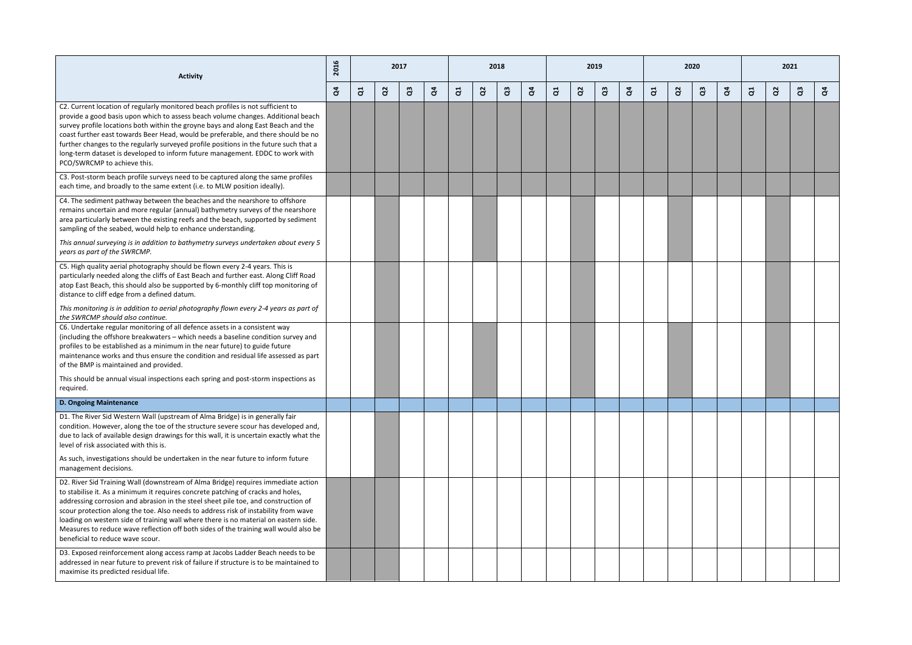| Activity | 2016 | 2017 | | | | 2018 | | | | 2019 | | | | 2020 | | | | 2021 | | | |
|---|---|---|---|---|---|---|---|---|---|---|---|---|---|---|---|---|---|---|---|---|---|
| | Q4 | Q1 | Q2 | Q3 | Q4 | Q1 | Q2 | Q3 | Q4 | Q1 | Q2 | Q3 | Q4 | Q1 | Q2 | Q3 | Q4 | Q1 | Q2 | Q3 | Q4 |
| C2. Current location of regularly monitored beach profiles is not sufficient to provide a good basis upon which to assess beach volume changes. Additional beach survey profile locations both within the groyne bays and along East Beach and the coast further east towards Beer Head, would be preferable, and there should be no further changes to the regularly surveyed profile positions in the future such that a long-term dataset is developed to inform future management. EDDC to work with PCO/SWRCMP to achieve this. | ■ | ■ | ■ | ■ | ■ | ■ | ■ | ■ | ■ | ■ | ■ | ■ | ■ | ■ | ■ | ■ | ■ | ■ | ■ | ■ | ■ |
| C3. Post-storm beach profile surveys need to be captured along the same profiles each time, and broadly to the same extent (i.e. to MLW position ideally). | ■ | ■ | ■ | ■ | ■ | ■ | ■ | ■ | ■ | ■ | ■ | ■ | ■ | ■ | ■ | ■ | ■ | ■ | ■ | ■ | ■ |
| C4. The sediment pathway between the beaches and the nearshore to offshore remains uncertain and more regular (annual) bathymetry surveys of the nearshore area particularly between the existing reefs and the beach, supported by sediment sampling of the seabed, would help to enhance understanding.<br>*This annual surveying is in addition to bathymetry surveys undertaken about every 5 years as part of the SWRCMP.* | | | ■ | | | | ■ | | | | ■ | | | | ■ | | | | ■ | | |
| C5. High quality aerial photography should be flown every 2-4 years. This is particularly needed along the cliffs of East Beach and further east. Along Cliff Road atop East Beach, this should also be supported by 6-monthly cliff top monitoring of distance to cliff edge from a defined datum.<br>*This monitoring is in addition to aerial photography flown every 2-4 years as part of the SWRCMP should also continue.* | | | ■ | | | | | | | | ■ | | | | | | | | ■ | | |
| C6. Undertake regular monitoring of all defence assets in a consistent way (including the offshore breakwaters – which needs a baseline condition survey and profiles to be established as a minimum in the near future) to guide future maintenance works and thus ensure the condition and residual life assessed as part of the BMP is maintained and provided.<br>This should be annual visual inspections each spring and post-storm inspections as required. | | | ■ | | | | ■ | | | | ■ | | | | ■ | | | | ■ | | |
| **D. Ongoing Maintenance** | | | | | | | | | | | | | | | | | | | | | |
| D1. The River Sid Western Wall (upstream of Alma Bridge) is in generally fair condition. However, along the toe of the structure severe scour has developed and, due to lack of available design drawings for this wall, it is uncertain exactly what the level of risk associated with this is.<br>As such, investigations should be undertaken in the near future to inform future management decisions. | | | ■ | | | | | | | | | | | | | | | | | | |
| D2. River Sid Training Wall (downstream of Alma Bridge) requires immediate action to stabilise it. As a minimum it requires concrete patching of cracks and holes, addressing corrosion and abrasion in the steel sheet pile toe, and construction of scour protection along the toe. Also needs to address risk of instability from wave loading on western side of training wall where there is no material on eastern side. Measures to reduce wave reflection off both sides of the training wall would also be beneficial to reduce wave scour. | ■ | ■ | ■ | | | | | | | | | | | | | | | | | | |
| D3. Exposed reinforcement along access ramp at Jacobs Ladder Beach needs to be addressed in near future to prevent risk of failure if structure is to be maintained to maximise its predicted residual life. | ■ | ■ | ■ | | | | | | | | | | | | | | | | | | |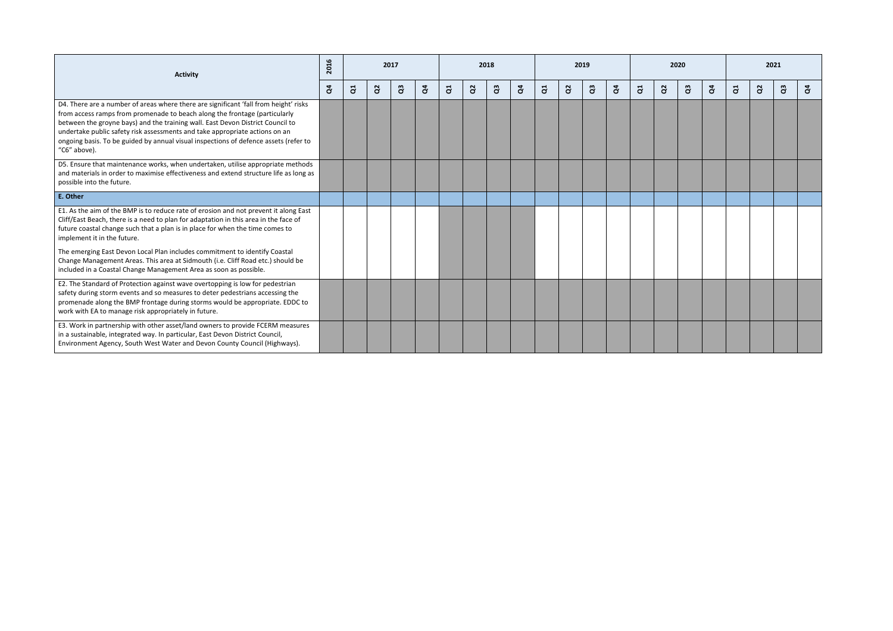| Activity | 2016 | 2017 | | | | 2018 | | | | 2019 | | | | 2020 | | | | 2021 | | | |
|---|---|---|---|---|---|---|---|---|---|---|---|---|---|---|---|---|---|---|---|---|---|
| | Q4 | Q1 | Q2 | Q3 | Q4 | Q1 | Q2 | Q3 | Q4 | Q1 | Q2 | Q3 | Q4 | Q1 | Q2 | Q3 | Q4 | Q1 | Q2 | Q3 | Q4 |
| D4. There are a number of areas where there are significant 'fall from height' risks from access ramps from promenade to beach along the frontage (particularly between the groyne bays) and the training wall. East Devon District Council to undertake public safety risk assessments and take appropriate actions on an ongoing basis. To be guided by annual visual inspections of defence assets (refer to "C6" above). | | | | | | | | | | | | | | | | | | | | | |
| D5. Ensure that maintenance works, when undertaken, utilise appropriate methods and materials in order to maximise effectiveness and extend structure life as long as possible into the future. | | | | | | | | | | | | | | | | | | | | | |
| **E. Other** | | | | | | | | | | | | | | | | | | | | | |
| E1. As the aim of the BMP is to reduce rate of erosion and not prevent it along East Cliff/East Beach, there is a need to plan for adaptation in this area in the face of future coastal change such that a plan is in place for when the time comes to implement it in the future.<br>The emerging East Devon Local Plan includes commitment to identify Coastal Change Management Areas. This area at Sidmouth (i.e. Cliff Road etc.) should be included in a Coastal Change Management Area as soon as possible. | | | | | | | | | | | | | | | | | | | | | |
| E2. The Standard of Protection against wave overtopping is low for pedestrian safety during storm events and so measures to deter pedestrians accessing the promenade along the BMP frontage during storms would be appropriate. EDDC to work with EA to manage risk appropriately in future. | | | | | | | | | | | | | | | | | | | | | |
| E3. Work in partnership with other asset/land owners to provide FCERM measures in a sustainable, integrated way. In particular, East Devon District Council, Environment Agency, South West Water and Devon County Council (Highways). | | | | | | | | | | | | | | | | | | | | | |